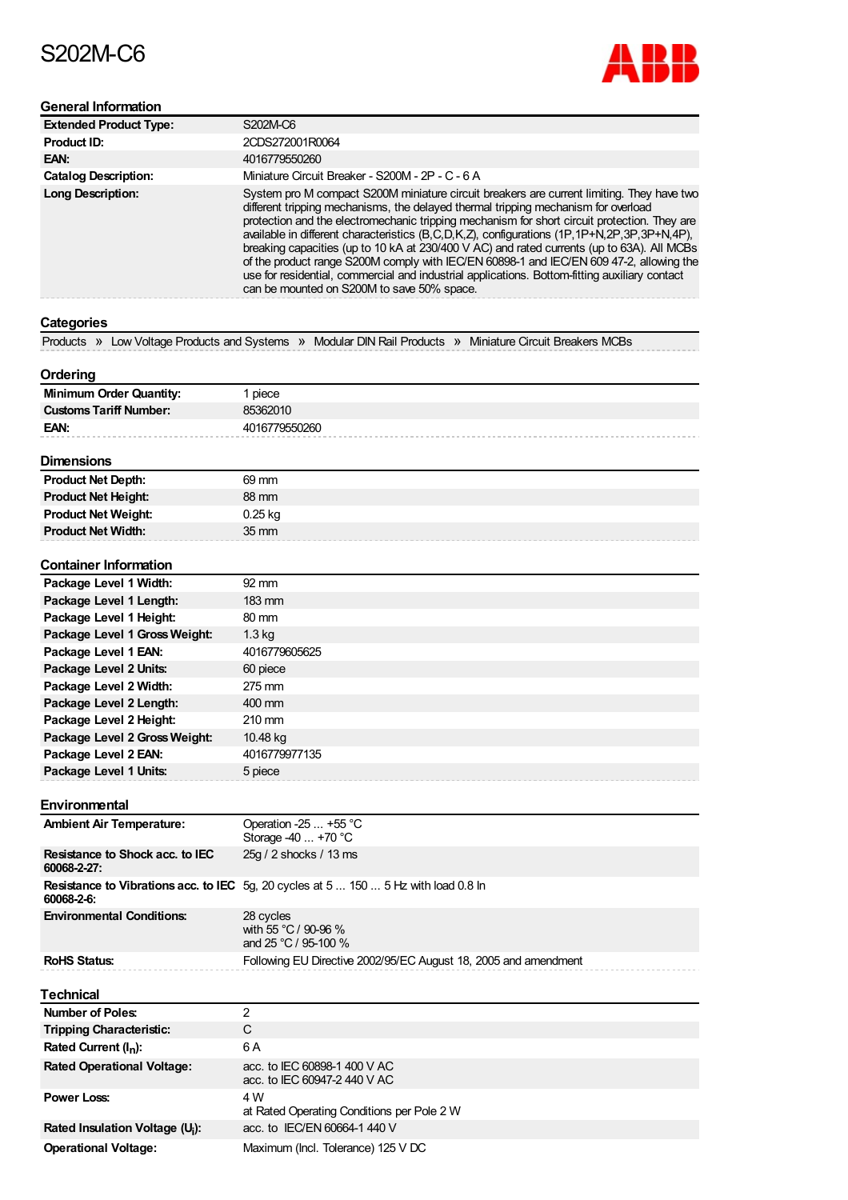# S202M-C6

## General Information

| | |
|---|---|
| **Extended Product Type:** | S202M-C6 |
| **Product ID:** | 2CDS272001R0064 |
| **EAN:** | 4016779550260 |
| **Catalog Description:** | Miniature Circuit Breaker - S200M - 2P - C - 6 A |
| **Long Description:** | System pro M compact S200M miniature circuit breakers are current limiting. They have two different tripping mechanisms, the delayed thermal tripping mechanism for overload protection and the electromechanic tripping mechanism for short circuit protection. They are available in different characteristics (B,C,D,K,Z), configurations (1P,1P+N,2P,3P,3P+N,4P), breaking capacities (up to 10 kA at 230/400 V AC) and rated currents (up to 63A). All MCBs of the product range S200M comply with IEC/EN 60898-1 and IEC/EN 609 47-2, allowing the use for residential, commercial and industrial applications. Bottom-fitting auxiliary contact can be mounted on S200M to save 50% space. |

## Categories

Products » Low Voltage Products and Systems » Modular DIN Rail Products » Miniature Circuit Breakers MCBs

## Ordering

| | |
|---|---|
| **Minimum Order Quantity:** | 1 piece |
| **Customs Tariff Number:** | 85362010 |
| **EAN:** | 4016779550260 |

## Dimensions

| | |
|---|---|
| **Product Net Depth:** | 69 mm |
| **Product Net Height:** | 88 mm |
| **Product Net Weight:** | 0.25 kg |
| **Product Net Width:** | 35 mm |

## Container Information

| | |
|---|---|
| **Package Level 1 Width:** | 92 mm |
| **Package Level 1 Length:** | 183 mm |
| **Package Level 1 Height:** | 80 mm |
| **Package Level 1 Gross Weight:** | 1.3 kg |
| **Package Level 1 EAN:** | 4016779605625 |
| **Package Level 2 Units:** | 60 piece |
| **Package Level 2 Width:** | 275 mm |
| **Package Level 2 Length:** | 400 mm |
| **Package Level 2 Height:** | 210 mm |
| **Package Level 2 Gross Weight:** | 10.48 kg |
| **Package Level 2 EAN:** | 4016779977135 |
| **Package Level 1 Units:** | 5 piece |

## Environmental

| | |
|---|---|
| **Ambient Air Temperature:** | Operation -25 ... +55 °C<br>Storage -40 ... +70 °C |
| **Resistance to Shock acc. to IEC 60068-2-27:** | 25g / 2 shocks / 13 ms |
| **Resistance to Vibrations acc. to IEC 60068-2-6:** | 5g, 20 cycles at 5 ... 150 ... 5 Hz with load 0.8 In |
| **Environmental Conditions:** | 28 cycles<br>with 55 °C / 90-96 %<br>and 25 °C / 95-100 % |
| **RoHS Status:** | Following EU Directive 2002/95/EC August 18, 2005 and amendment |

## Technical

| | |
|---|---|
| **Number of Poles:** | 2 |
| **Tripping Characteristic:** | C |
| **Rated Current ($I_n$):** | 6 A |
| **Rated Operational Voltage:** | acc. to IEC 60898-1 400 V AC<br>acc. to IEC 60947-2 440 V AC |
| **Power Loss:** | 4 W<br>at Rated Operating Conditions per Pole 2 W |
| **Rated Insulation Voltage ($U_i$):** | acc. to IEC/EN 60664-1 440 V |
| **Operational Voltage:** | Maximum (Incl. Tolerance) 125 V DC |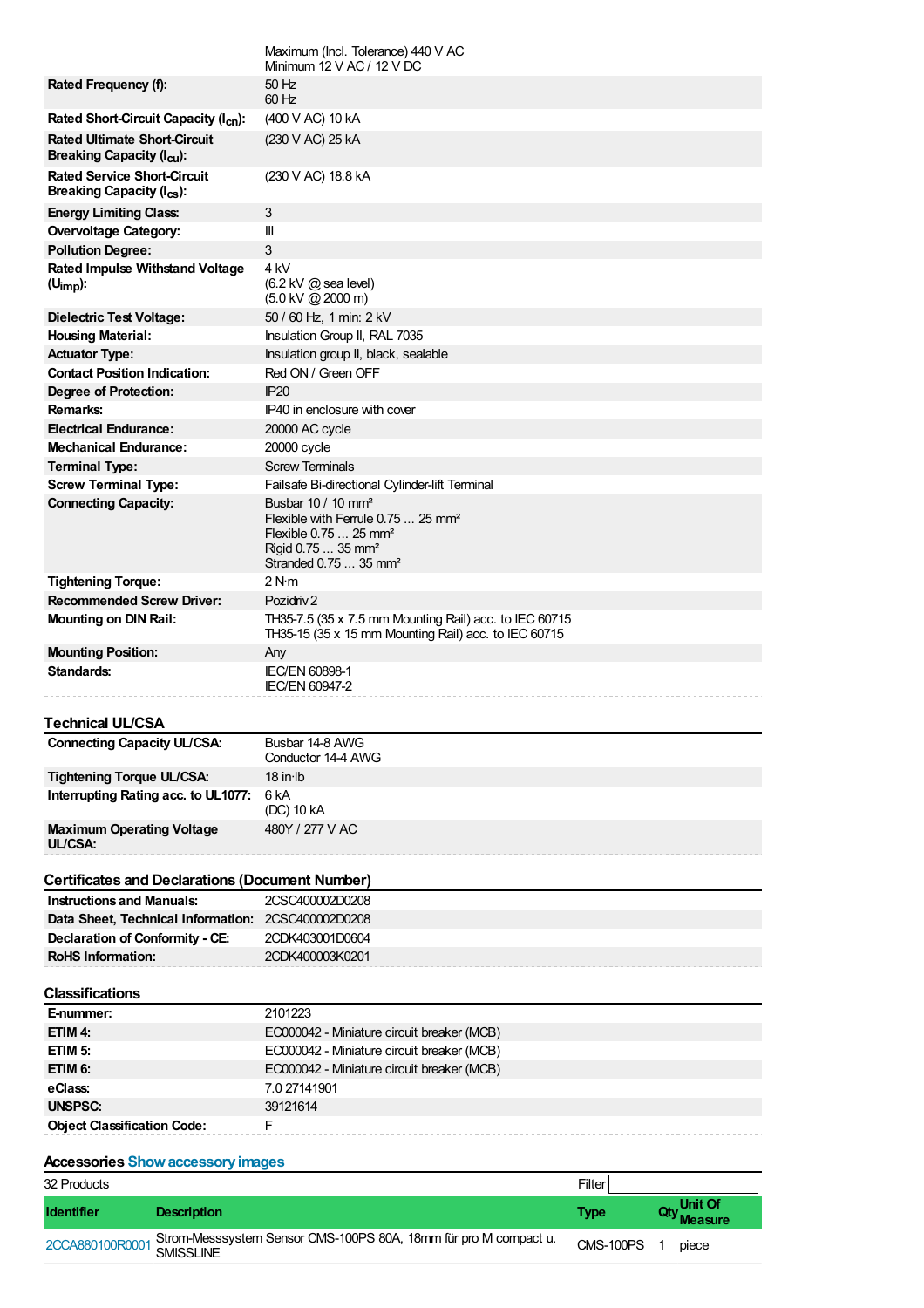| | |
|---|---|
| | Maximum (Incl. Tolerance) 440 V AC<br>Minimum 12 V AC / 12 V DC |
| **Rated Frequency (f):** | 50 Hz<br>60 Hz |
| **Rated Short-Circuit Capacity ($I_{cn}$):** | (400 V AC) 10 kA |
| **Rated Ultimate Short-Circuit Breaking Capacity ($I_{cu}$):** | (230 V AC) 25 kA |
| **Rated Service Short-Circuit Breaking Capacity ($I_{cs}$):** | (230 V AC) 18.8 kA |
| **Energy Limiting Class:** | 3 |
| **Overvoltage Category:** | III |
| **Pollution Degree:** | 3 |
| **Rated Impulse Withstand Voltage ($U_{imp}$):** | 4 kV<br>(6.2 kV @ sea level)<br>(5.0 kV @ 2000 m) |
| **Dielectric Test Voltage:** | 50 / 60 Hz, 1 min: 2 kV |
| **Housing Material:** | Insulation Group II, RAL 7035 |
| **Actuator Type:** | Insulation group II, black, sealable |
| **Contact Position Indication:** | Red ON / Green OFF |
| **Degree of Protection:** | IP20 |
| **Remarks:** | IP40 in enclosure with cover |
| **Electrical Endurance:** | 20000 AC cycle |
| **Mechanical Endurance:** | 20000 cycle |
| **Terminal Type:** | Screw Terminals |
| **Screw Terminal Type:** | Failsafe Bi-directional Cylinder-lift Terminal |
| **Connecting Capacity:** | Busbar 10 / 10 mm²<br>Flexible with Ferrule 0.75 ... 25 mm²<br>Flexible 0.75 ... 25 mm²<br>Rigid 0.75 ... 35 mm²<br>Stranded 0.75 ... 35 mm² |
| **Tightening Torque:** | 2 N·m |
| **Recommended Screw Driver:** | Pozidriv 2 |
| **Mounting on DIN Rail:** | TH35-7.5 (35 x 7.5 mm Mounting Rail) acc. to IEC 60715<br>TH35-15 (35 x 15 mm Mounting Rail) acc. to IEC 60715 |
| **Mounting Position:** | Any |
| **Standards:** | IEC/EN 60898-1<br>IEC/EN 60947-2 |

## Technical UL/CSA

| | |
|---|---|
| **Connecting Capacity UL/CSA:** | Busbar 14-8 AWG<br>Conductor 14-4 AWG |
| **Tightening Torque UL/CSA:** | 18 in·lb |
| **Interrupting Rating acc. to UL1077:** | 6 kA<br>(DC) 10 kA |
| **Maximum Operating Voltage UL/CSA:** | 480Y / 277 V AC |

## Certificates and Declarations (Document Number)

| | |
|---|---|
| **Instructions and Manuals:** | 2CSC400002D0208 |
| **Data Sheet, Technical Information:** | 2CSC400002D0208 |
| **Declaration of Conformity - CE:** | 2CDK403001D0604 |
| **RoHS Information:** | 2CDK400003K0201 |

## Classifications

| | |
|---|---|
| **E-nummer:** | 2101223 |
| **ETIM 4:** | EC000042 - Miniature circuit breaker (MCB) |
| **ETIM 5:** | EC000042 - Miniature circuit breaker (MCB) |
| **ETIM 6:** | EC000042 - Miniature circuit breaker (MCB) |
| **eClass:** | 7.0 27141901 |
| **UNSPSC:** | 39121614 |
| **Object Classification Code:** | F |

## Accessories Show accessory images

32 Products

Filter

| Identifier | Description | Type | Qty | Unit Of Measure |
|---|---|---|---|---|
| 2CCA880100R0001 | Strom-Messsystem Sensor CMS-100PS 80A, 18mm für pro M compact u. SMISSLINE | CMS-100PS | 1 | piece |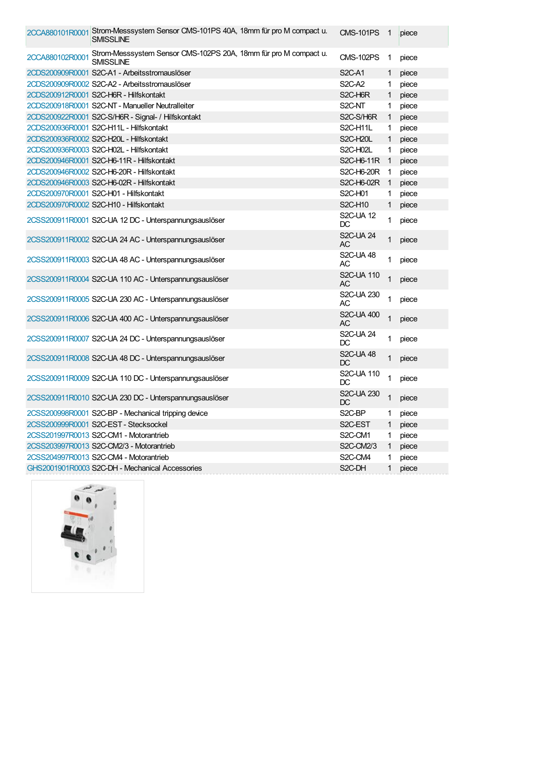| | | | | |
|---|---|---|---|---|
| 2CCA880101R0001 | Strom-Messsystem Sensor CMS-101PS 40A, 18mm für pro M compact u. SMISSLINE | CMS-101PS | 1 | piece |
| 2CCA880102R0001 | Strom-Messsystem Sensor CMS-102PS 20A, 18mm für pro M compact u. SMISSLINE | CMS-102PS | 1 | piece |
| 2CDS200909R0001 | S2C-A1 - Arbeitsstromauslöser | S2C-A1 | 1 | piece |
| 2CDS200909R0002 | S2C-A2 - Arbeitsstromauslöser | S2C-A2 | 1 | piece |
| 2CDS200912R0001 | S2C-H6R - Hilfskontakt | S2C-H6R | 1 | piece |
| 2CDS200918R0001 | S2C-NT - Manueller Neutralleiter | S2C-NT | 1 | piece |
| 2CDS200922R0001 | S2C-S/H6R - Signal- / Hilfskontakt | S2C-S/H6R | 1 | piece |
| 2CDS200936R0001 | S2C-H11L - Hilfskontakt | S2C-H11L | 1 | piece |
| 2CDS200936R0002 | S2C-H20L - Hilfskontakt | S2C-H20L | 1 | piece |
| 2CDS200936R0003 | S2C-H02L - Hilfskontakt | S2C-H02L | 1 | piece |
| 2CDS200946R0001 | S2C-H6-11R - Hilfskontakt | S2C-H6-11R | 1 | piece |
| 2CDS200946R0002 | S2C-H6-20R - Hilfskontakt | S2C-H6-20R | 1 | piece |
| 2CDS200946R0003 | S2C-H6-02R - Hilfskontakt | S2C-H6-02R | 1 | piece |
| 2CDS200970R0001 | S2C-H01 - Hilfskontakt | S2C-H01 | 1 | piece |
| 2CDS200970R0002 | S2C-H10 - Hilfskontakt | S2C-H10 | 1 | piece |
| 2CSS200911R0001 | S2C-UA 12 DC - Unterspannungsauslöser | S2C-UA 12 DC | 1 | piece |
| 2CSS200911R0002 | S2C-UA 24 AC - Unterspannungsauslöser | S2C-UA 24 AC | 1 | piece |
| 2CSS200911R0003 | S2C-UA 48 AC - Unterspannungsauslöser | S2C-UA 48 AC | 1 | piece |
| 2CSS200911R0004 | S2C-UA 110 AC - Unterspannungsauslöser | S2C-UA 110 AC | 1 | piece |
| 2CSS200911R0005 | S2C-UA 230 AC - Unterspannungsauslöser | S2C-UA 230 AC | 1 | piece |
| 2CSS200911R0006 | S2C-UA 400 AC - Unterspannungsauslöser | S2C-UA 400 AC | 1 | piece |
| 2CSS200911R0007 | S2C-UA 24 DC - Unterspannungsauslöser | S2C-UA 24 DC | 1 | piece |
| 2CSS200911R0008 | S2C-UA 48 DC - Unterspannungsauslöser | S2C-UA 48 DC | 1 | piece |
| 2CSS200911R0009 | S2C-UA 110 DC - Unterspannungsauslöser | S2C-UA 110 DC | 1 | piece |
| 2CSS200911R0010 | S2C-UA 230 DC - Unterspannungsauslöser | S2C-UA 230 DC | 1 | piece |
| 2CSS200998R0001 | S2C-BP - Mechanical tripping device | S2C-BP | 1 | piece |
| 2CSS200999R0001 | S2C-EST - Stecksockel | S2C-EST | 1 | piece |
| 2CSS201997R0013 | S2C-CM1 - Motorantrieb | S2C-CM1 | 1 | piece |
| 2CSS203997R0013 | S2C-CM2/3 - Motorantrieb | S2C-CM2/3 | 1 | piece |
| 2CSS204997R0013 | S2C-CM4 - Motorantrieb | S2C-CM4 | 1 | piece |
| GHS2001901R0003 | S2C-DH - Mechanical Accessories | S2C-DH | 1 | piece |